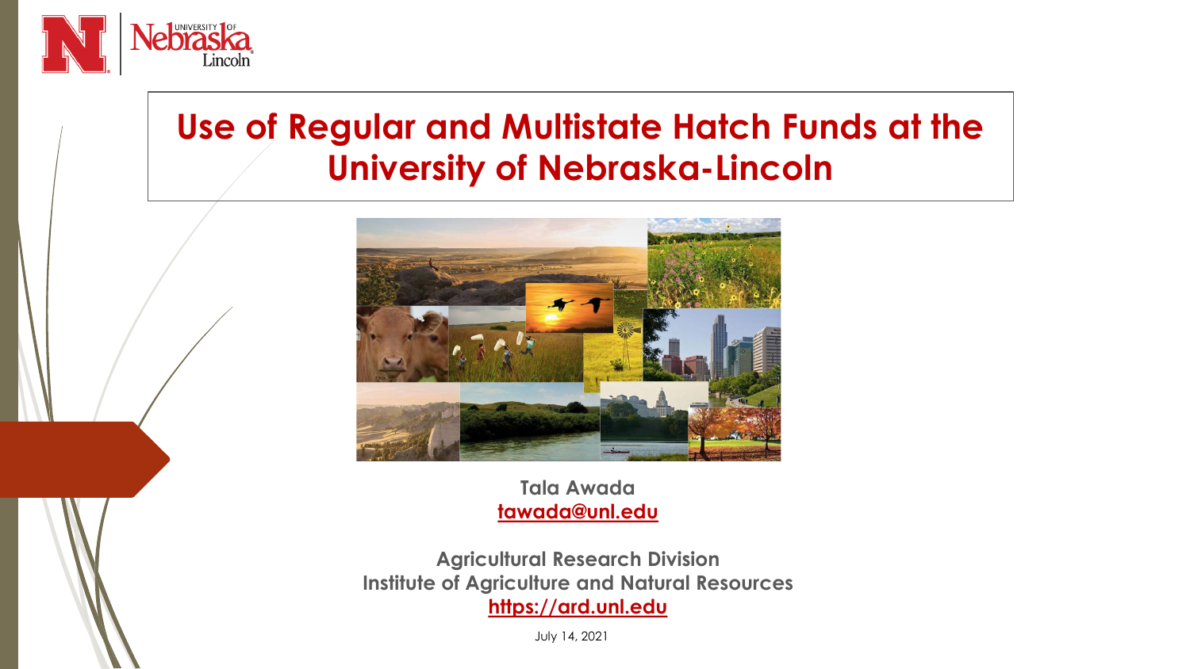# Use of Regular and Multistate Hatch Funds at the University of Nebraska-Lincoln

**Tala Awada**
**tawada@unl.edu**

**Agricultural Research Division**
**Institute of Agriculture and Natural Resources**
**https://ard.unl.edu**

July 14, 2021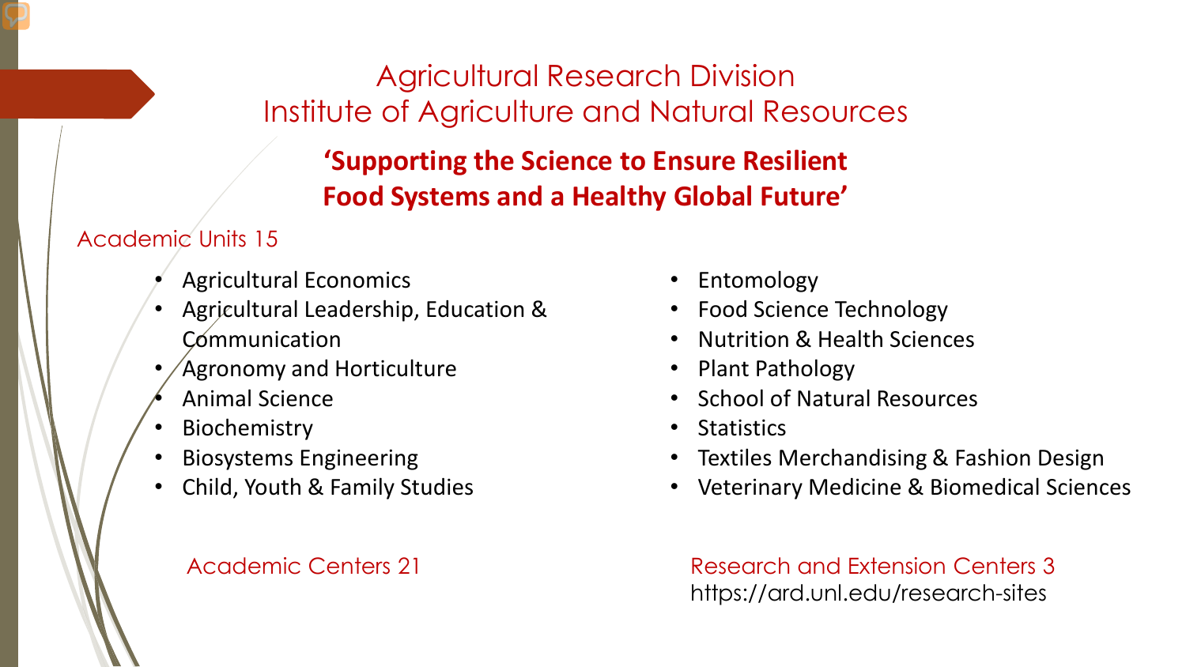# Agricultural Research Division
# Institute of Agriculture and Natural Resources

**'Supporting the Science to Ensure Resilient Food Systems and a Healthy Global Future'**

## Academic Units 15

- Agricultural Economics
- Agricultural Leadership, Education & Communication
- Agronomy and Horticulture
- Animal Science
- Biochemistry
- Biosystems Engineering
- Child, Youth & Family Studies
- Entomology
- Food Science Technology
- Nutrition & Health Sciences
- Plant Pathology
- School of Natural Resources
- Statistics
- Textiles Merchandising & Fashion Design
- Veterinary Medicine & Biomedical Sciences

## Academic Centers 21

## Research and Extension Centers 3

https://ard.unl.edu/research-sites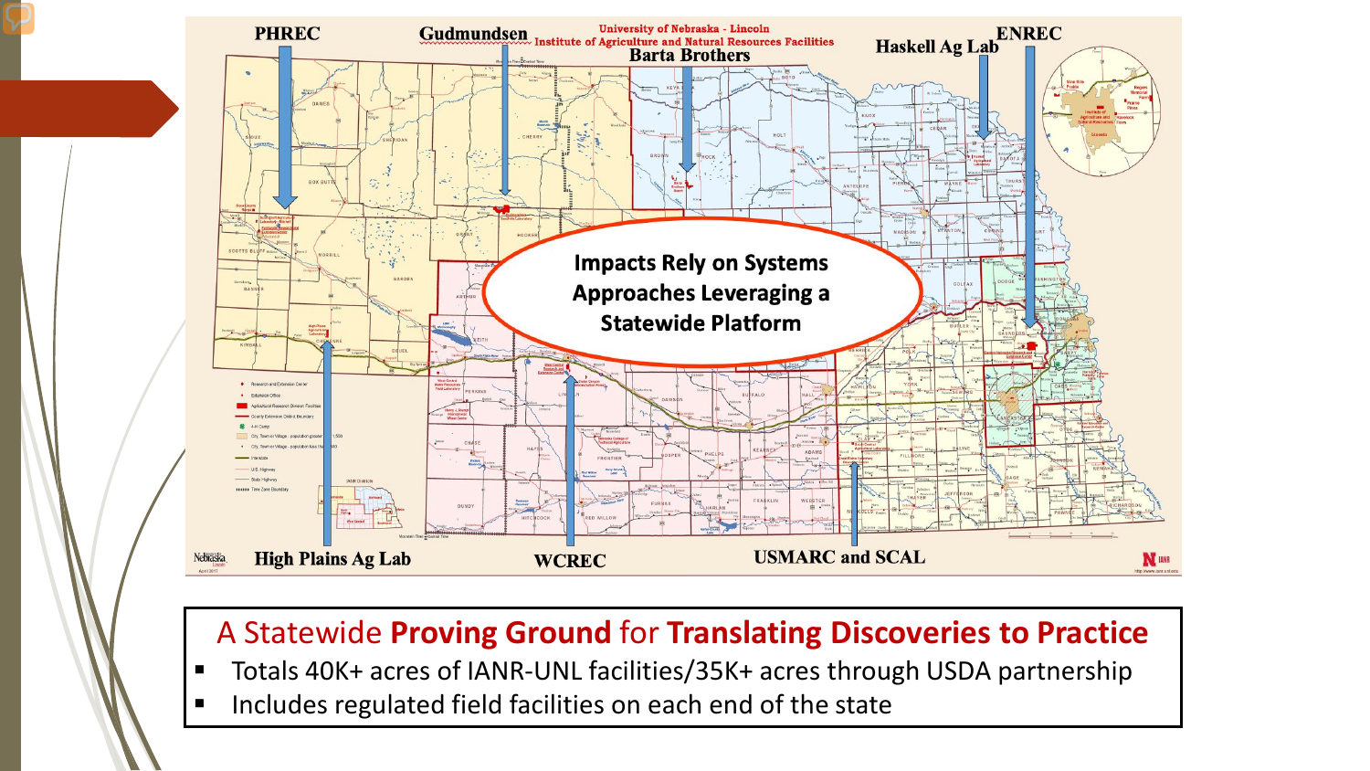PHREC

Gudmundsen

University of Nebraska - Lincoln
Institute of Agriculture and Natural Resources Facilities

Barta Brothers

Haskell Ag Lab

ENREC

Impacts Rely on Systems Approaches Leveraging a Statewide Platform

High Plains Ag Lab

WCREC

USMARC and SCAL

## A Statewide **Proving Ground** for **Translating Discoveries to Practice**

- Totals 40K+ acres of IANR-UNL facilities/35K+ acres through USDA partnership
- Includes regulated field facilities on each end of the state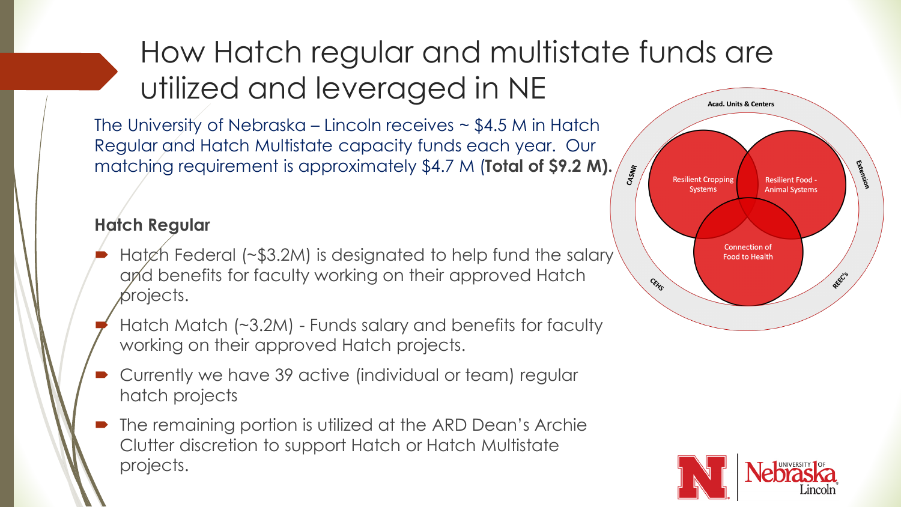# How Hatch regular and multistate funds are utilized and leveraged in NE

The University of Nebraska – Lincoln receives ~ $4.5 M in Hatch Regular and Hatch Multistate capacity funds each year. Our matching requirement is approximately $4.7 M (**Total of $9.2 M**).

**Hatch Regular**

- Hatch Federal (~$3.2M) is designated to help fund the salary and benefits for faculty working on their approved Hatch projects.
- Hatch Match (~3.2M) - Funds salary and benefits for faculty working on their approved Hatch projects.
- Currently we have 39 active (individual or team) regular hatch projects
- The remaining portion is utilized at the ARD Dean's Archie Clutter discretion to support Hatch or Hatch Multistate projects.

Acad. Units & Centers

CASNIR

Extension

CEHS

REEC's

Resilient Cropping Systems

Resilient Food - Animal Systems

Connection of Food to Health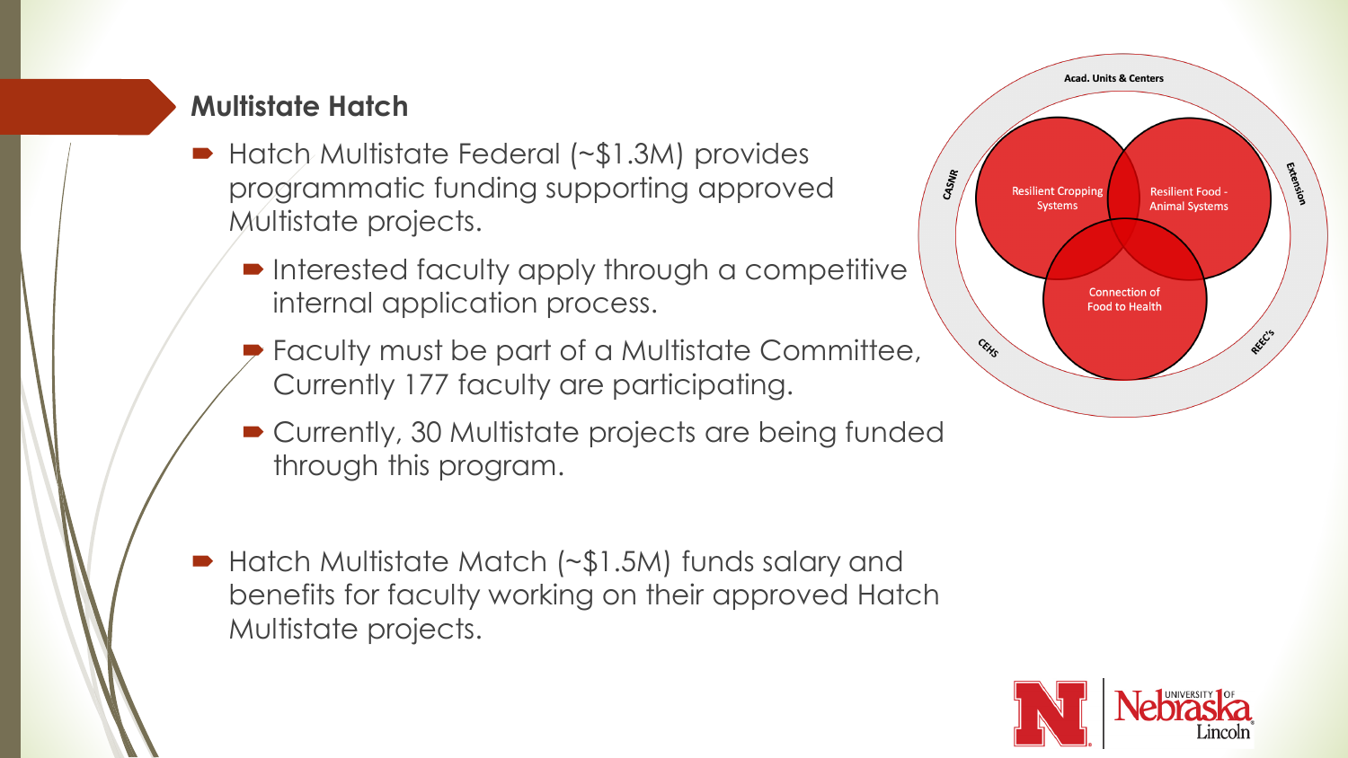## Multistate Hatch

- Hatch Multistate Federal (~$1.3M) provides programmatic funding supporting approved Multistate projects.
  - Interested faculty apply through a competitive internal application process.
  - Faculty must be part of a Multistate Committee, Currently 177 faculty are participating.
  - Currently, 30 Multistate projects are being funded through this program.
- Hatch Multistate Match (~$1.5M) funds salary and benefits for faculty working on their approved Hatch Multistate projects.

Acad. Units & Centers

CASNR

Extension

CEHS

REEC's

Resilient Cropping Systems

Resilient Food - Animal Systems

Connection of Food to Health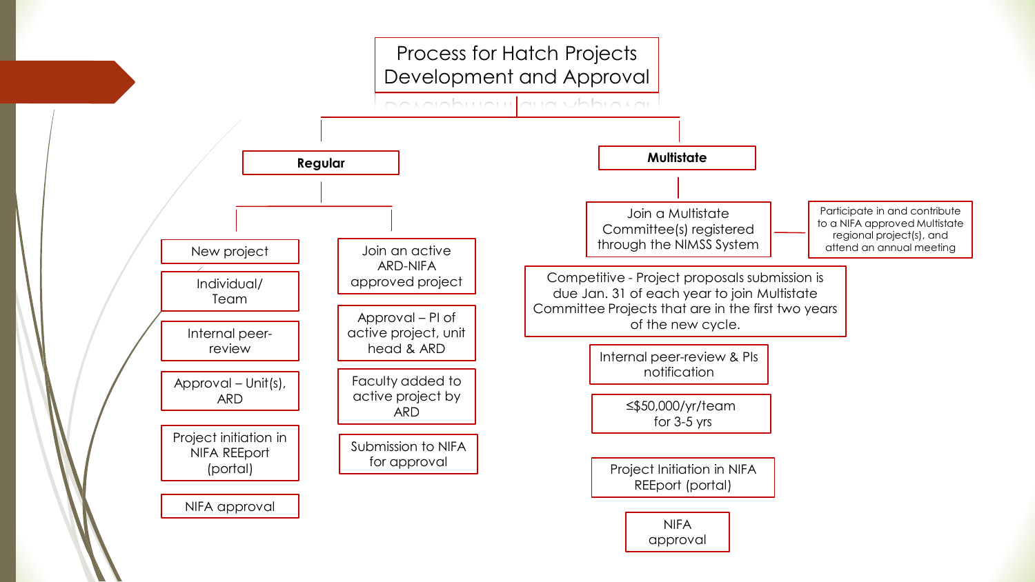# Process for Hatch Projects Development and Approval

## Regular

**New project**

- New project
- Individual/ Team
- Internal peer-review
- Approval – Unit(s), ARD
- Project initiation in NIFA REEport (portal)
- NIFA approval

**Join an active ARD-NIFA approved project**

- Join an active ARD-NIFA approved project
- Approval – PI of active project, unit head & ARD
- Faculty added to active project by ARD
- Submission to NIFA for approval

## Multistate

- Join a Multistate Committee(s) registered through the NIMSS System
  - Participate in and contribute to a NIFA approved Multistate regional project(s), and attend an annual meeting
- Competitive - Project proposals submission is due Jan. 31 of each year to join Multistate Committee Projects that are in the first two years of the new cycle.
- Internal peer-review & PIs notification
- ≤$50,000/yr/team for 3-5 yrs
- Project Initiation in NIFA REEport (portal)
- NIFA approval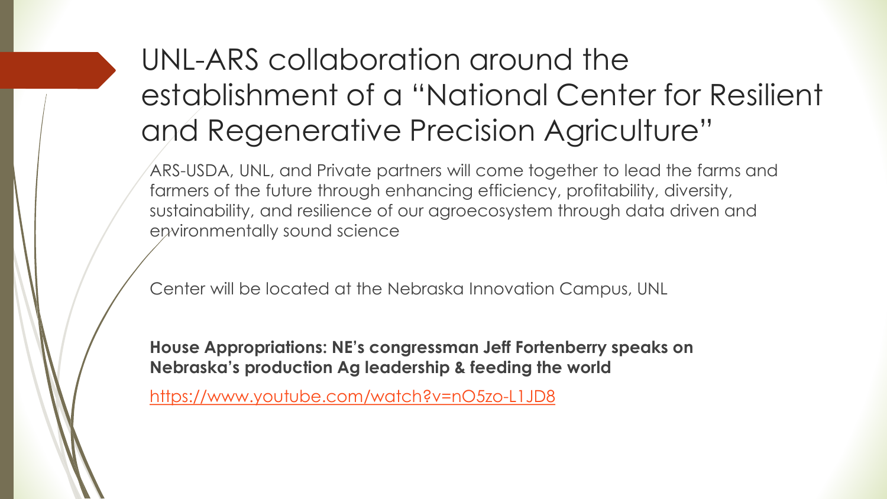# UNL-ARS collaboration around the establishment of a "National Center for Resilient and Regenerative Precision Agriculture"

ARS-USDA, UNL, and Private partners will come together to lead the farms and farmers of the future through enhancing efficiency, profitability, diversity, sustainability, and resilience of our agroecosystem through data driven and environmentally sound science

Center will be located at the Nebraska Innovation Campus, UNL

**House Appropriations: NE's congressman Jeff Fortenberry speaks on Nebraska's production Ag leadership & feeding the world**

https://www.youtube.com/watch?v=nO5zo-L1JD8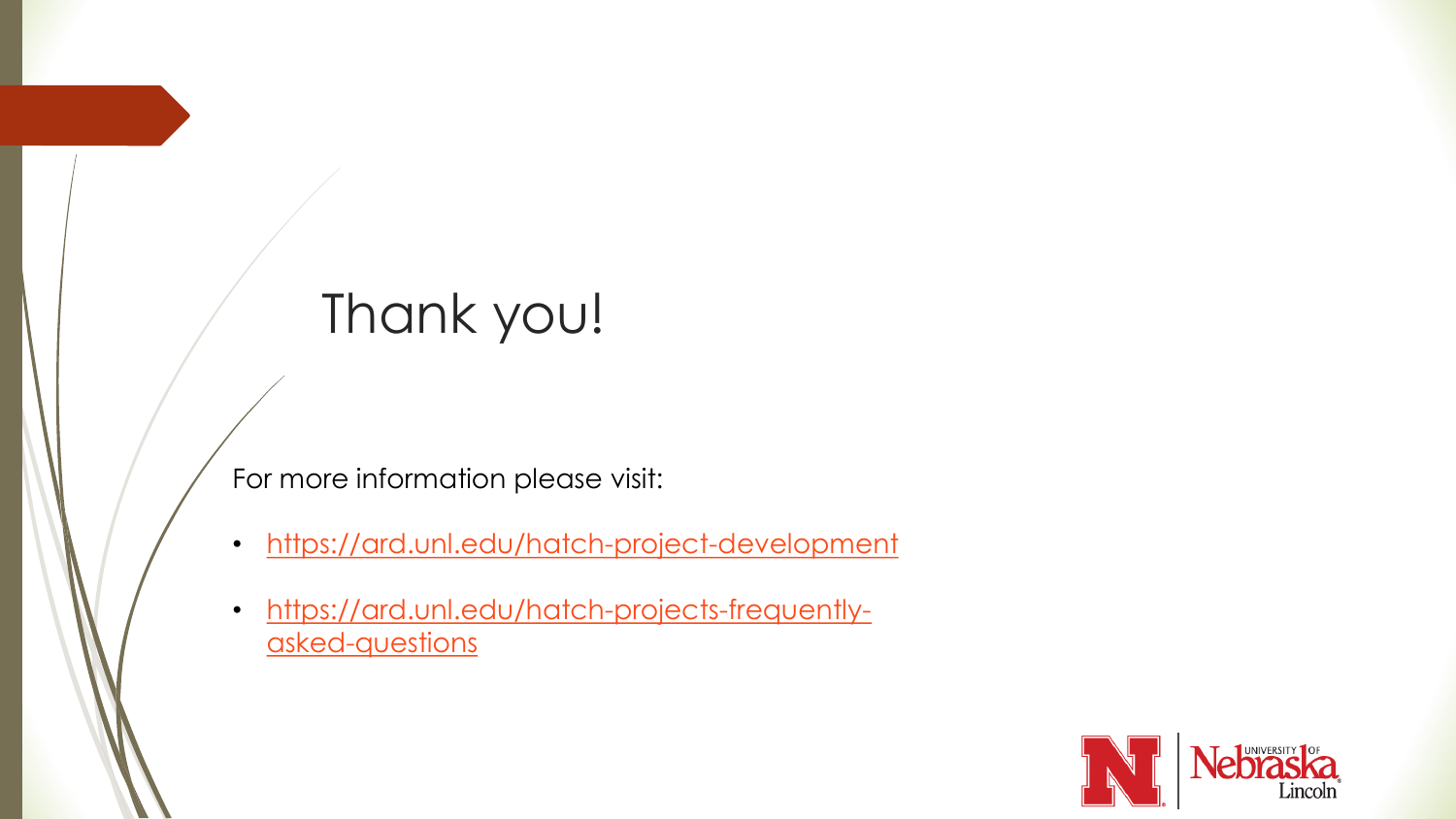# Thank you!

For more information please visit:

- https://ard.unl.edu/hatch-project-development
- https://ard.unl.edu/hatch-projects-frequently-asked-questions